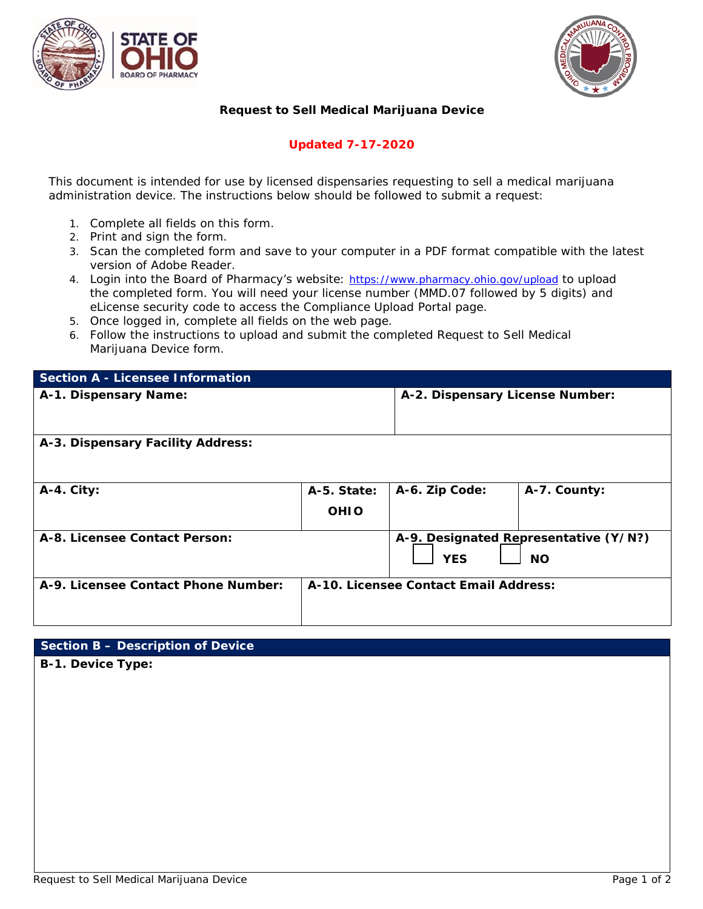# Request to Sell Medical Marijuana Device

**Updated 7-17-2020**

This document is intended for use by licensed dispensaries requesting to sell a medical marijuana administration device. The instructions below should be followed to submit a request:

1. Complete all fields on this form.
2. Print and sign the form.
3. Scan the completed form and save to your computer in a PDF format compatible with the latest version of Adobe Reader.
4. Login into the Board of Pharmacy's website: https://www.pharmacy.ohio.gov/upload to upload the completed form. You will need your license number (MMD.07 followed by 5 digits) and eLicense security code to access the Compliance Upload Portal page.
5. Once logged in, complete all fields on the web page.
6. Follow the instructions to upload and submit the completed Request to Sell Medical Marijuana Device form.

## Section A - Licensee Information

| A-1. Dispensary Name: | | A-2. Dispensary License Number: | |
|---|---|---|---|
| **A-3. Dispensary Facility Address:** | | | |
| **A-4. City:** | **A-5. State:** OHIO | **A-6. Zip Code:** | **A-7. County:** |
| **A-8. Licensee Contact Person:** | | **A-9. Designated Representative (Y/N?)** ☐ YES ☐ NO | |
| **A-9. Licensee Contact Phone Number:** | **A-10. Licensee Contact Email Address:** | | |

## Section B – Description of Device

**B-1. Device Type:**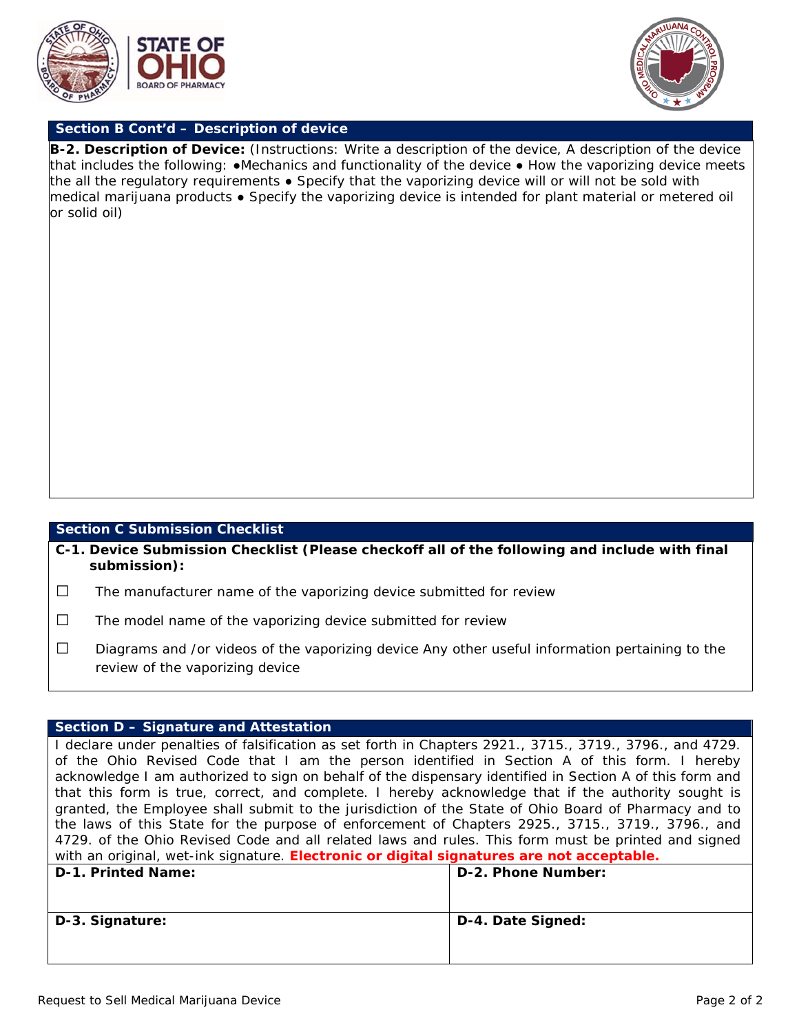## Section B Cont'd – Description of device

**B-2. Description of Device:** (Instructions: Write a description of the device, A description of the device that includes the following: ●Mechanics and functionality of the device ● How the vaporizing device meets the all the regulatory requirements ● Specify that the vaporizing device will or will not be sold with medical marijuana products ● Specify the vaporizing device is intended for plant material or metered oil or solid oil)

## Section C Submission Checklist

**C-1. Device Submission Checklist (Please checkoff all of the following and include with final submission):**

☐ The manufacturer name of the vaporizing device submitted for review

☐ The model name of the vaporizing device submitted for review

☐ Diagrams and /or videos of the vaporizing device Any other useful information pertaining to the review of the vaporizing device

## Section D – Signature and Attestation

I declare under penalties of falsification as set forth in Chapters 2921., 3715., 3719., 3796., and 4729. of the Ohio Revised Code that I am the person identified in Section A of this form. I hereby acknowledge I am authorized to sign on behalf of the dispensary identified in Section A of this form and that this form is true, correct, and complete. I hereby acknowledge that if the authority sought is granted, the Employee shall submit to the jurisdiction of the State of Ohio Board of Pharmacy and to the laws of this State for the purpose of enforcement of Chapters 2925., 3715., 3719., 3796., and 4729. of the Ohio Revised Code and all related laws and rules. This form must be printed and signed with an original, wet-ink signature. **Electronic or digital signatures are not acceptable.**

| | |
|---|---|
| **D-1. Printed Name:** | **D-2. Phone Number:** |
| **D-3. Signature:** | **D-4. Date Signed:** |

Request to Sell Medical Marijuana Device